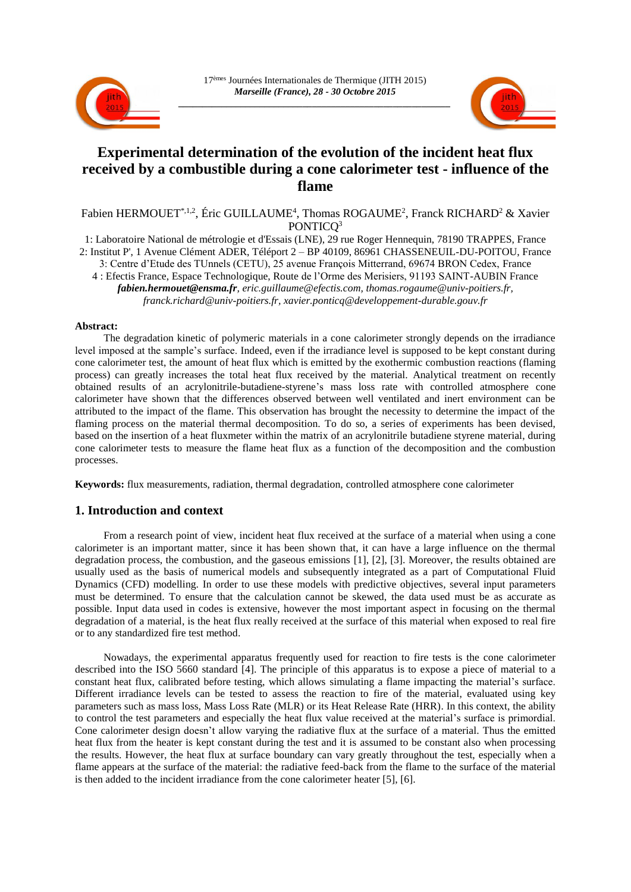17èmes Journées Internationales de Thermique (JITH 2015)
*Marseille (France), 28 - 30 Octobre 2015*

# Experimental determination of the evolution of the incident heat flux received by a combustible during a cone calorimeter test - influence of the flame

Fabien HERMOUET[*,1,2], Éric GUILLAUME[4], Thomas ROGAUME[2], Franck RICHARD[2] & Xavier PONTICQ[3]

1: Laboratoire National de métrologie et d'Essais (LNE), 29 rue Roger Hennequin, 78190 TRAPPES, France
2: Institut P', 1 Avenue Clément ADER, Téléport 2 – BP 40109, 86961 CHASSENEUIL-DU-POITOU, France
3: Centre d'Etude des TUnnels (CETU), 25 avenue François Mitterrand, 69674 BRON Cedex, France
4 : Efectis France, Espace Technologique, Route de l'Orme des Merisiers, 91193 SAINT-AUBIN France
***fabien.hermouet@ensma.fr***, *eric.guillaume@efectis.com, thomas.rogaume@univ-poitiers.fr, franck.richard@univ-poitiers.fr, xavier.ponticq@developpement-durable.gouv.fr*

**Abstract:**

The degradation kinetic of polymeric materials in a cone calorimeter strongly depends on the irradiance level imposed at the sample's surface. Indeed, even if the irradiance level is supposed to be kept constant during cone calorimeter test, the amount of heat flux which is emitted by the exothermic combustion reactions (flaming process) can greatly increases the total heat flux received by the material. Analytical treatment on recently obtained results of an acrylonitrile-butadiene-styrene's mass loss rate with controlled atmosphere cone calorimeter have shown that the differences observed between well ventilated and inert environment can be attributed to the impact of the flame. This observation has brought the necessity to determine the impact of the flaming process on the material thermal decomposition. To do so, a series of experiments has been devised, based on the insertion of a heat fluxmeter within the matrix of an acrylonitrile butadiene styrene material, during cone calorimeter tests to measure the flame heat flux as a function of the decomposition and the combustion processes.

**Keywords:** flux measurements, radiation, thermal degradation, controlled atmosphere cone calorimeter

## 1. Introduction and context

From a research point of view, incident heat flux received at the surface of a material when using a cone calorimeter is an important matter, since it has been shown that, it can have a large influence on the thermal degradation process, the combustion, and the gaseous emissions [1], [2], [3]. Moreover, the results obtained are usually used as the basis of numerical models and subsequently integrated as a part of Computational Fluid Dynamics (CFD) modelling. In order to use these models with predictive objectives, several input parameters must be determined. To ensure that the calculation cannot be skewed, the data used must be as accurate as possible. Input data used in codes is extensive, however the most important aspect in focusing on the thermal degradation of a material, is the heat flux really received at the surface of this material when exposed to real fire or to any standardized fire test method.

Nowadays, the experimental apparatus frequently used for reaction to fire tests is the cone calorimeter described into the ISO 5660 standard [4]. The principle of this apparatus is to expose a piece of material to a constant heat flux, calibrated before testing, which allows simulating a flame impacting the material's surface. Different irradiance levels can be tested to assess the reaction to fire of the material, evaluated using key parameters such as mass loss, Mass Loss Rate (MLR) or its Heat Release Rate (HRR). In this context, the ability to control the test parameters and especially the heat flux value received at the material's surface is primordial. Cone calorimeter design doesn't allow varying the radiative flux at the surface of a material. Thus the emitted heat flux from the heater is kept constant during the test and it is assumed to be constant also when processing the results. However, the heat flux at surface boundary can vary greatly throughout the test, especially when a flame appears at the surface of the material: the radiative feed-back from the flame to the surface of the material is then added to the incident irradiance from the cone calorimeter heater [5], [6].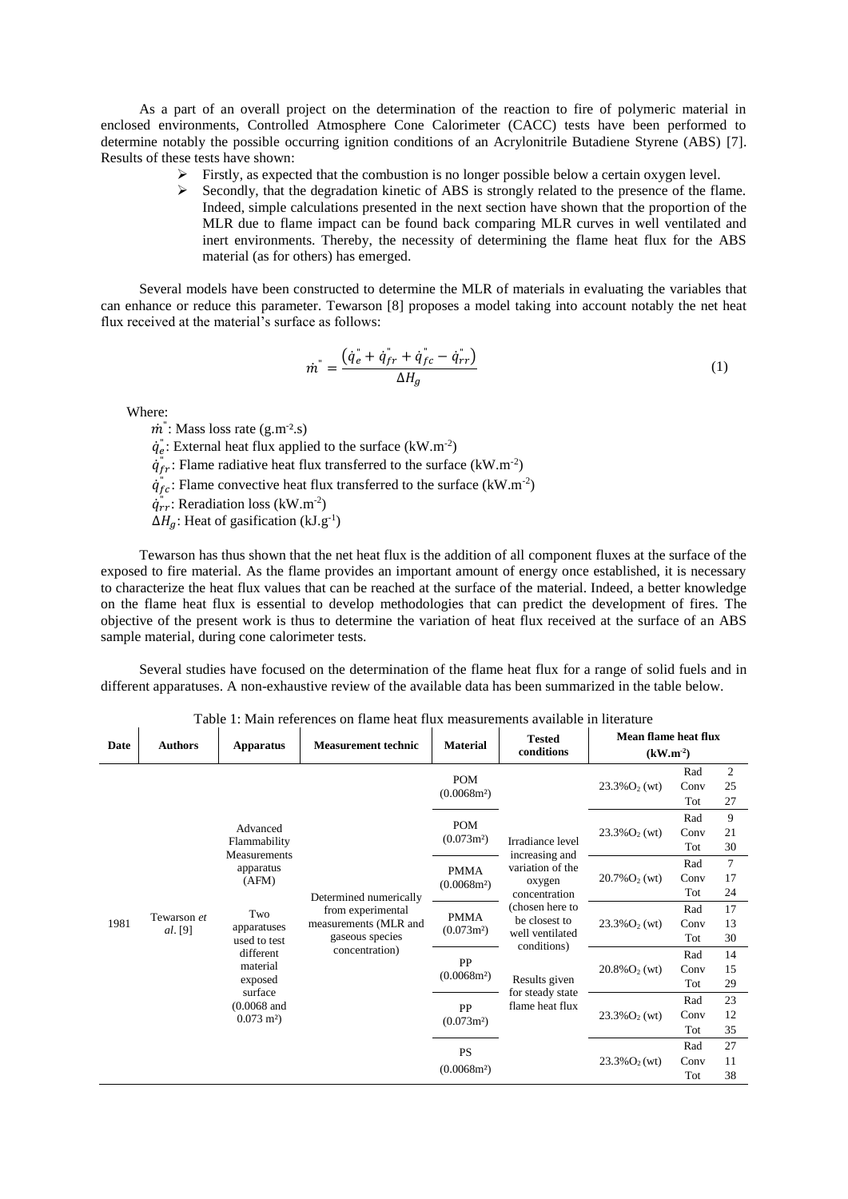As a part of an overall project on the determination of the reaction to fire of polymeric material in enclosed environments, Controlled Atmosphere Cone Calorimeter (CACC) tests have been performed to determine notably the possible occurring ignition conditions of an Acrylonitrile Butadiene Styrene (ABS) [7]. Results of these tests have shown:

- Firstly, as expected that the combustion is no longer possible below a certain oxygen level.
- Secondly, that the degradation kinetic of ABS is strongly related to the presence of the flame. Indeed, simple calculations presented in the next section have shown that the proportion of the MLR due to flame impact can be found back comparing MLR curves in well ventilated and inert environments. Thereby, the necessity of determining the flame heat flux for the ABS material (as for others) has emerged.

Several models have been constructed to determine the MLR of materials in evaluating the variables that can enhance or reduce this parameter. Tewarson [8] proposes a model taking into account notably the net heat flux received at the material's surface as follows:

$$\dot{m}'' = \frac{\left(\dot{q}_e'' + \dot{q}_{fr}'' + \dot{q}_{fc}'' - \dot{q}_{rr}''\right)}{\Delta H_g} \quad (1)$$

Where:

$\dot{m}''$: Mass loss rate (g.m$^{-2}$.s)
$\dot{q}_e''$: External heat flux applied to the surface (kW.m$^{-2}$)
$\dot{q}_{fr}''$: Flame radiative heat flux transferred to the surface (kW.m$^{-2}$)
$\dot{q}_{fc}''$: Flame convective heat flux transferred to the surface (kW.m$^{-2}$)
$\dot{q}_{rr}''$: Reradiation loss (kW.m$^{-2}$)
$\Delta H_g$: Heat of gasification (kJ.g$^{-1}$)

Tewarson has thus shown that the net heat flux is the addition of all component fluxes at the surface of the exposed to fire material. As the flame provides an important amount of energy once established, it is necessary to characterize the heat flux values that can be reached at the surface of the material. Indeed, a better knowledge on the flame heat flux is essential to develop methodologies that can predict the development of fires. The objective of the present work is thus to determine the variation of heat flux received at the surface of an ABS sample material, during cone calorimeter tests.

Several studies have focused on the determination of the flame heat flux for a range of solid fuels and in different apparatuses. A non-exhaustive review of the available data has been summarized in the table below.

Table 1: Main references on flame heat flux measurements available in literature

| Date | Authors | Apparatus | Measurement technic | Material | Tested conditions | Mean flame heat flux (kW.m$^{-2}$) | | |
|---|---|---|---|---|---|---|---|---|
| 1981 | Tewarson *et al*. [9] | Advanced Flammability Measurements apparatus (AFM) Two apparatuses used to test different material exposed surface (0.0068 and 0.073 m²) | Determined numerically from experimental measurements (MLR and gaseous species concentration) | POM (0.0068m²) | Irradiance level increasing and variation of the oxygen concentration (chosen here to be closest to well ventilated conditions) Results given for steady state flame heat flux | 23.3%$O_2$ (wt) | Rad | 2 |
| | | | | | | | Conv | 25 |
| | | | | | | | Tot | 27 |
| | | | | POM (0.073m²) | | 23.3%$O_2$ (wt) | Rad | 9 |
| | | | | | | | Conv | 21 |
| | | | | | | | Tot | 30 |
| | | | | PMMA (0.0068m²) | | 20.7%$O_2$ (wt) | Rad | 7 |
| | | | | | | | Conv | 17 |
| | | | | | | | Tot | 24 |
| | | | | PMMA (0.073m²) | | 23.3%$O_2$ (wt) | Rad | 17 |
| | | | | | | | Conv | 13 |
| | | | | | | | Tot | 30 |
| | | | | PP (0.0068m²) | | 20.8%$O_2$ (wt) | Rad | 14 |
| | | | | | | | Conv | 15 |
| | | | | | | | Tot | 29 |
| | | | | PP (0.073m²) | | 23.3%$O_2$ (wt) | Rad | 23 |
| | | | | | | | Conv | 12 |
| | | | | | | | Tot | 35 |
| | | | | PS (0.0068m²) | | 23.3%$O_2$ (wt) | Rad | 27 |
| | | | | | | | Conv | 11 |
| | | | | | | | Tot | 38 |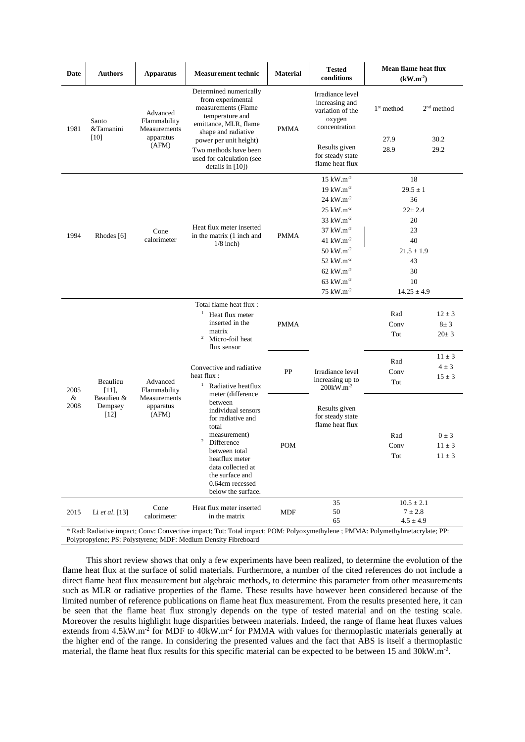| Date | Authors | Apparatus | Measurement technic | Material | Tested conditions | Mean flame heat flux ($kW.m^{-2}$) | |
|---|---|---|---|---|---|---|---|
| 1981 | Santo &Tamanini [10] | Advanced Flammability Measurements apparatus (AFM) | Determined numerically from experimental measurements (Flame temperature and emittance, MLR, flame shape and radiative power per unit height) Two methods have been used for calculation (see details in [10]) | PMMA | Irradiance level increasing and variation of the oxygen concentration<br>Results given for steady state flame heat flux | 1[st] method<br>27.9<br>28.9 | 2[nd] method<br>30.2<br>29.2 |
| 1994 | Rhodes [6] | Cone calorimeter | Heat flux meter inserted in the matrix (1 inch and 1/8 inch) | PMMA | 15 $kW.m^{-2}$ | 18 | |
| | | | | | 19 $kW.m^{-2}$ | 29.5 ± 1 | |
| | | | | | 24 $kW.m^{-2}$ | 36 | |
| | | | | | 25 $kW.m^{-2}$ | 22± 2.4 | |
| | | | | | 33 $kW.m^{-2}$ | 20 | |
| | | | | | 37 $kW.m^{-2}$ | 23 | |
| | | | | | 41 $kW.m^{-2}$ | 40 | |
| | | | | | 50 $kW.m^{-2}$ | 21.5 ± 1.9 | |
| | | | | | 52 $kW.m^{-2}$ | 43 | |
| | | | | | 62 $kW.m^{-2}$ | 30 | |
| | | | | | 63 $kW.m^{-2}$ | 10 | |
| | | | | | 75 $kW.m^{-2}$ | 14.25 ± 4.9 | |
| 2005 & 2008 | Beaulieu [11], Beaulieu & Dempsey [12] | Advanced Flammability Measurements apparatus (AFM) | Total flame heat flux :<br>[1] Heat flux meter inserted in the matrix<br>[2] Micro-foil heat flux sensor | PMMA | Irradiance level increasing up to 200$kW.m^{-2}$<br>Results given for steady state flame heat flux | Rad<br>Conv<br>Tot | 12 ± 3<br>8± 3<br>20± 3 |
| | | | Convective and radiative heat flux :<br>[1] Radiative heatflux meter (difference between individual sensors for radiative and total measurement)<br>[2] Difference between total heatflux meter data collected at the surface and 0.64cm recessed below the surface. | PP | | Rad<br>Conv<br>Tot | 11 ± 3<br>4 ± 3<br>15 ± 3 |
| | | | | POM | | Rad<br>Conv<br>Tot | 0 ± 3<br>11 ± 3<br>11 ± 3 |
| 2015 | Li *et al.* [13] | Cone calorimeter | Heat flux meter inserted in the matrix | MDF | 35<br>50<br>65 | 10.5 ± 2.1<br>7 ± 2.8<br>4.5 ± 4.9 | |

* Rad: Radiative impact; Conv: Convective impact; Tot: Total impact; POM: Polyoxymethylene ; PMMA: Polymethylmetacrylate; PP: Polypropylene; PS: Polystyrene; MDF: Medium Density Fibreboard

This short review shows that only a few experiments have been realized, to determine the evolution of the flame heat flux at the surface of solid materials. Furthermore, a number of the cited references do not include a direct flame heat flux measurement but algebraic methods, to determine this parameter from other measurements such as MLR or radiative properties of the flame. These results have however been considered because of the limited number of reference publications on flame heat flux measurement. From the results presented here, it can be seen that the flame heat flux strongly depends on the type of tested material and on the testing scale. Moreover the results highlight huge disparities between materials. Indeed, the range of flame heat fluxes values extends from 4.5$kW.m^{-2}$ for MDF to 40$kW.m^{-2}$ for PMMA with values for thermoplastic materials generally at the higher end of the range. In considering the presented values and the fact that ABS is itself a thermoplastic material, the flame heat flux results for this specific material can be expected to be between 15 and 30$kW.m^{-2}$.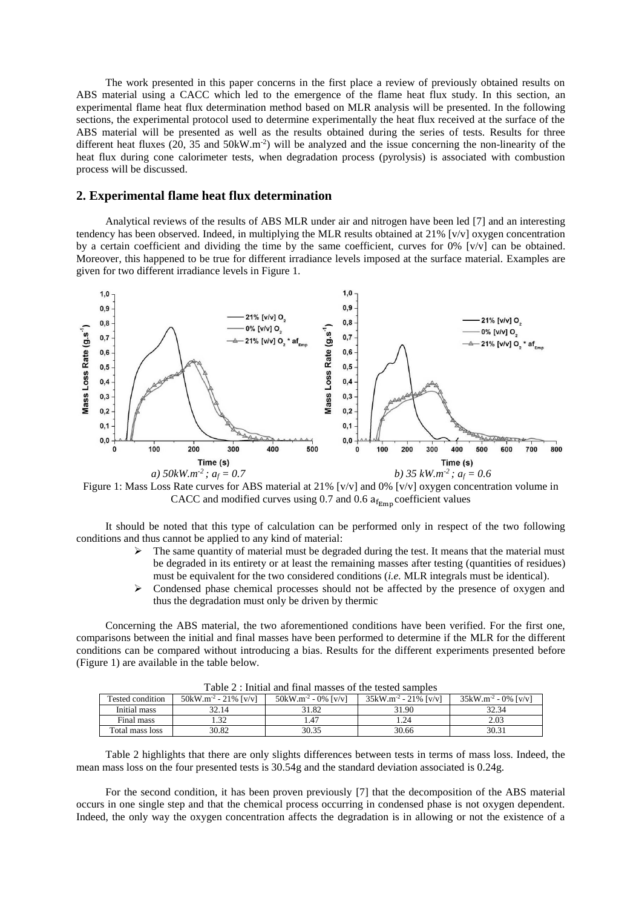The work presented in this paper concerns in the first place a review of previously obtained results on ABS material using a CACC which led to the emergence of the flame heat flux study. In this section, an experimental flame heat flux determination method based on MLR analysis will be presented. In the following sections, the experimental protocol used to determine experimentally the heat flux received at the surface of the ABS material will be presented as well as the results obtained during the series of tests. Results for three different heat fluxes (20, 35 and 50kW.m$^{-2}$) will be analyzed and the issue concerning the non-linearity of the heat flux during cone calorimeter tests, when degradation process (pyrolysis) is associated with combustion process will be discussed.

## 2. Experimental flame heat flux determination

Analytical reviews of the results of ABS MLR under air and nitrogen have been led [7] and an interesting tendency has been observed. Indeed, in multiplying the MLR results obtained at 21% [v/v] oxygen concentration by a certain coefficient and dividing the time by the same coefficient, curves for 0% [v/v] can be obtained. Moreover, this happened to be true for different irradiance levels imposed at the surface material. Examples are given for two different irradiance levels in Figure 1.

Mass Loss Rate (g.s$^{-1}$)

1,0
0,9
0,8
0,7
0,6
0,5
0,4
0,3
0,2
0,1
0,0

21% [v/v] $O_2$
0% [v/v] $O_2$
21% [v/v] $O_2$ * $af_{Emp}$

0 100 200 300 400 500

Time (s)

*a) 50kW.m$^{-2}$ ; $a_f$ = 0.7*

Mass Loss Rate (g.s$^{-1}$)

1,0
0,9
0,8
0,7
0,6
0,5
0,4
0,3
0,2
0,1
0,0

21% [v/v] $O_2$
0% [v/v] $O_2$
21% [v/v] $O_2$ * $af_{Emp}$

0 100 200 300 400 500 600 700 800

Time (s)

*b) 35 kW.m$^{-2}$ ; $a_f$ = 0.6*

Figure 1: Mass Loss Rate curves for ABS material at 21% [v/v] and 0% [v/v] oxygen concentration volume in CACC and modified curves using 0.7 and 0.6 $a_{f_{Emp}}$ coefficient values

It should be noted that this type of calculation can be performed only in respect of the two following conditions and thus cannot be applied to any kind of material:

- The same quantity of material must be degraded during the test. It means that the material must be degraded in its entirety or at least the remaining masses after testing (quantities of residues) must be equivalent for the two considered conditions (*i.e.* MLR integrals must be identical).
- Condensed phase chemical processes should not be affected by the presence of oxygen and thus the degradation must only be driven by thermic

Concerning the ABS material, the two aforementioned conditions have been verified. For the first one, comparisons between the initial and final masses have been performed to determine if the MLR for the different conditions can be compared without introducing a bias. Results for the different experiments presented before (Figure 1) are available in the table below.

Table 2 : Initial and final masses of the tested samples

| Tested condition | 50kW.m$^{-2}$ - 21% [v/v] | 50kW.m$^{-2}$ - 0% [v/v] | 35kW.m$^{-2}$ - 21% [v/v] | 35kW.m$^{-2}$ - 0% [v/v] |
|---|---|---|---|---|
| Initial mass | 32.14 | 31.82 | 31.90 | 32.34 |
| Final mass | 1.32 | 1.47 | 1.24 | 2.03 |
| Total mass loss | 30.82 | 30.35 | 30.66 | 30.31 |

Table 2 highlights that there are only slights differences between tests in terms of mass loss. Indeed, the mean mass loss on the four presented tests is 30.54g and the standard deviation associated is 0.24g.

For the second condition, it has been proven previously [7] that the decomposition of the ABS material occurs in one single step and that the chemical process occurring in condensed phase is not oxygen dependent. Indeed, the only way the oxygen concentration affects the degradation is in allowing or not the existence of a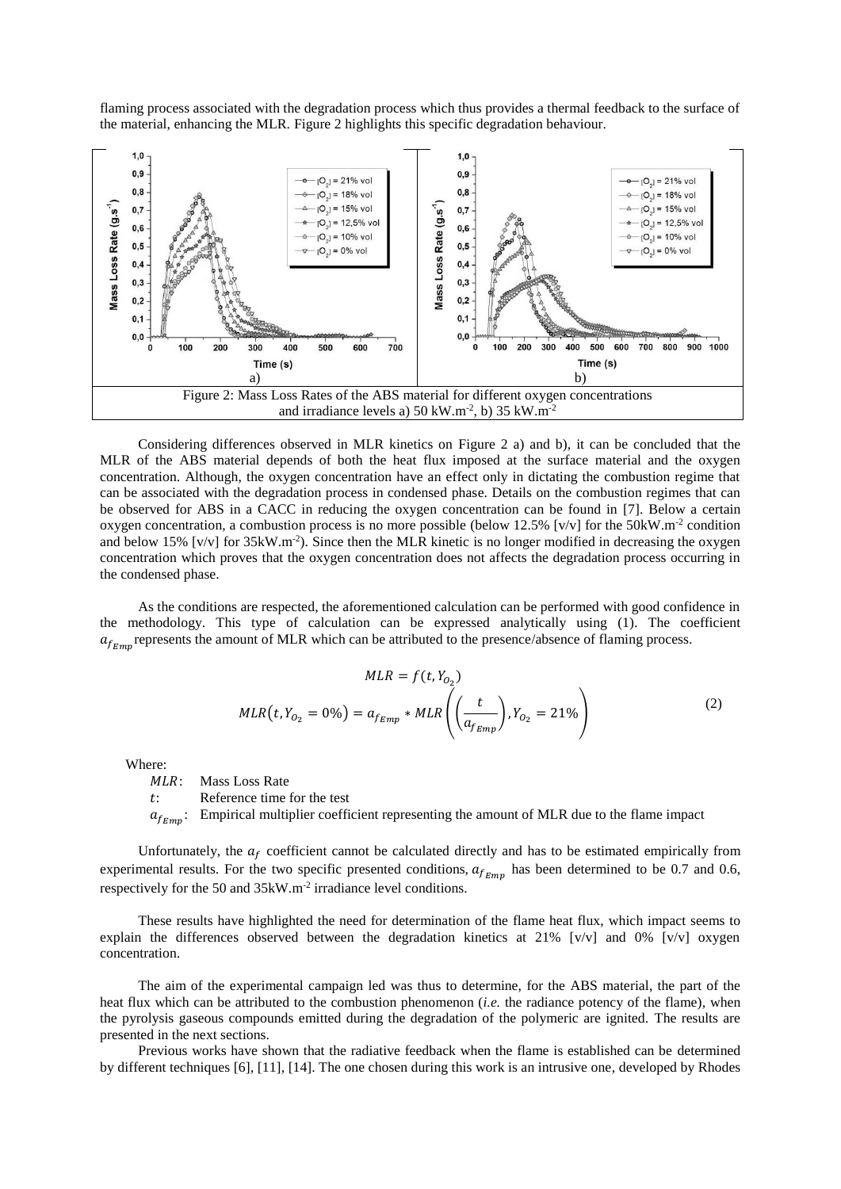flaming process associated with the degradation process which thus provides a thermal feedback to the surface of the material, enhancing the MLR. Figure 2 highlights this specific degradation behaviour.

a)

Mass Loss Rate (g.s-1)

Time (s)

[O2] = 21% vol
[O2] = 18% vol
[O2] = 15% vol
[O2] = 12,5% vol
[O2] = 10% vol
[O2] = 0% vol

b)

Mass Loss Rate (g.s-1)

Time (s)

[O2] = 21% vol
[O2] = 18% vol
[O2] = 15% vol
[O2] = 12,5% vol
[O2] = 10% vol
[O2] = 0% vol

Figure 2: Mass Loss Rates of the ABS material for different oxygen concentrations and irradiance levels a) 50 kW.m$^{-2}$, b) 35 kW.m$^{-2}$

Considering differences observed in MLR kinetics on Figure 2 a) and b), it can be concluded that the MLR of the ABS material depends of both the heat flux imposed at the surface material and the oxygen concentration. Although, the oxygen concentration have an effect only in dictating the combustion regime that can be associated with the degradation process in condensed phase. Details on the combustion regimes that can be observed for ABS in a CACC in reducing the oxygen concentration can be found in [7]. Below a certain oxygen concentration, a combustion process is no more possible (below 12.5% [v/v] for the 50kW.m$^{-2}$ condition and below 15% [v/v] for 35kW.m$^{-2}$). Since then the MLR kinetic is no longer modified in decreasing the oxygen concentration which proves that the oxygen concentration does not affects the degradation process occurring in the condensed phase.

As the conditions are respected, the aforementioned calculation can be performed with good confidence in the methodology. This type of calculation can be expressed analytically using (1). The coefficient $a_{f_{Emp}}$ represents the amount of MLR which can be attributed to the presence/absence of flaming process.

$$MLR = f(t, Y_{O_2})$$

$$MLR(t, Y_{O_2} = 0\%) = a_{f_{Emp}} * MLR\left(\left(\frac{t}{a_{f_{Emp}}}\right), Y_{O_2} = 21\%\right) \tag{2}$$

Where:

$MLR$: Mass Loss Rate

$t$: Reference time for the test

$a_{f_{Emp}}$: Empirical multiplier coefficient representing the amount of MLR due to the flame impact

Unfortunately, the $a_f$ coefficient cannot be calculated directly and has to be estimated empirically from experimental results. For the two specific presented conditions, $a_{f_{Emp}}$ has been determined to be 0.7 and 0.6, respectively for the 50 and 35kW.m$^{-2}$ irradiance level conditions.

These results have highlighted the need for determination of the flame heat flux, which impact seems to explain the differences observed between the degradation kinetics at 21% [v/v] and 0% [v/v] oxygen concentration.

The aim of the experimental campaign led was thus to determine, for the ABS material, the part of the heat flux which can be attributed to the combustion phenomenon (*i.e.* the radiance potency of the flame), when the pyrolysis gaseous compounds emitted during the degradation of the polymeric are ignited. The results are presented in the next sections.

Previous works have shown that the radiative feedback when the flame is established can be determined by different techniques [6], [11], [14]. The one chosen during this work is an intrusive one, developed by Rhodes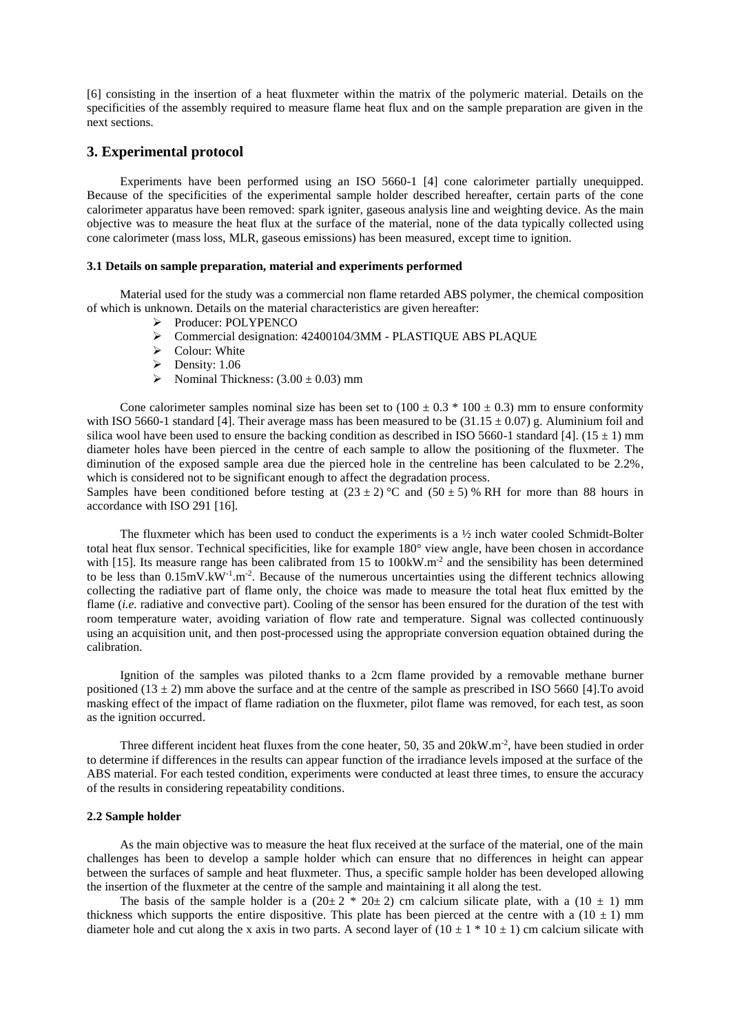[6] consisting in the insertion of a heat fluxmeter within the matrix of the polymeric material. Details on the specificities of the assembly required to measure flame heat flux and on the sample preparation are given in the next sections.

## 3. Experimental protocol

Experiments have been performed using an ISO 5660-1 [4] cone calorimeter partially unequipped. Because of the specificities of the experimental sample holder described hereafter, certain parts of the cone calorimeter apparatus have been removed: spark igniter, gaseous analysis line and weighting device. As the main objective was to measure the heat flux at the surface of the material, none of the data typically collected using cone calorimeter (mass loss, MLR, gaseous emissions) has been measured, except time to ignition.

#### 3.1 Details on sample preparation, material and experiments performed

Material used for the study was a commercial non flame retarded ABS polymer, the chemical composition of which is unknown. Details on the material characteristics are given hereafter:

- Producer: POLYPENCO
- Commercial designation: 42400104/3MM - PLASTIQUE ABS PLAQUE
- Colour: White
- Density: 1.06
- Nominal Thickness: $(3.00 \pm 0.03)$ mm

Cone calorimeter samples nominal size has been set to $(100 \pm 0.3 * 100 \pm 0.3)$ mm to ensure conformity with ISO 5660-1 standard [4]. Their average mass has been measured to be $(31.15 \pm 0.07)$ g. Aluminium foil and silica wool have been used to ensure the backing condition as described in ISO 5660-1 standard [4]. $(15 \pm 1)$ mm diameter holes have been pierced in the centre of each sample to allow the positioning of the fluxmeter. The diminution of the exposed sample area due the pierced hole in the centreline has been calculated to be 2.2%, which is considered not to be significant enough to affect the degradation process.
Samples have been conditioned before testing at $(23 \pm 2)$ °C and $(50 \pm 5)$ % RH for more than 88 hours in accordance with ISO 291 [16].

The fluxmeter which has been used to conduct the experiments is a ½ inch water cooled Schmidt-Bolter total heat flux sensor. Technical specificities, like for example 180° view angle, have been chosen in accordance with [15]. Its measure range has been calibrated from 15 to 100kW.m$^{-2}$ and the sensibility has been determined to be less than 0.15mV.kW$^{-1}$.m$^{-2}$. Because of the numerous uncertainties using the different technics allowing collecting the radiative part of flame only, the choice was made to measure the total heat flux emitted by the flame (*i.e.* radiative and convective part). Cooling of the sensor has been ensured for the duration of the test with room temperature water, avoiding variation of flow rate and temperature. Signal was collected continuously using an acquisition unit, and then post-processed using the appropriate conversion equation obtained during the calibration.

Ignition of the samples was piloted thanks to a 2cm flame provided by a removable methane burner positioned $(13 \pm 2)$ mm above the surface and at the centre of the sample as prescribed in ISO 5660 [4].To avoid masking effect of the impact of flame radiation on the fluxmeter, pilot flame was removed, for each test, as soon as the ignition occurred.

Three different incident heat fluxes from the cone heater, 50, 35 and 20kW.m$^{-2}$, have been studied in order to determine if differences in the results can appear function of the irradiance levels imposed at the surface of the ABS material. For each tested condition, experiments were conducted at least three times, to ensure the accuracy of the results in considering repeatability conditions.

#### 2.2 Sample holder

As the main objective was to measure the heat flux received at the surface of the material, one of the main challenges has been to develop a sample holder which can ensure that no differences in height can appear between the surfaces of sample and heat fluxmeter. Thus, a specific sample holder has been developed allowing the insertion of the fluxmeter at the centre of the sample and maintaining it all along the test.

The basis of the sample holder is a $(20 \pm 2 * 20 \pm 2)$ cm calcium silicate plate, with a $(10 \pm 1)$ mm thickness which supports the entire dispositive. This plate has been pierced at the centre with a $(10 \pm 1)$ mm diameter hole and cut along the x axis in two parts. A second layer of $(10 \pm 1 * 10 \pm 1)$ cm calcium silicate with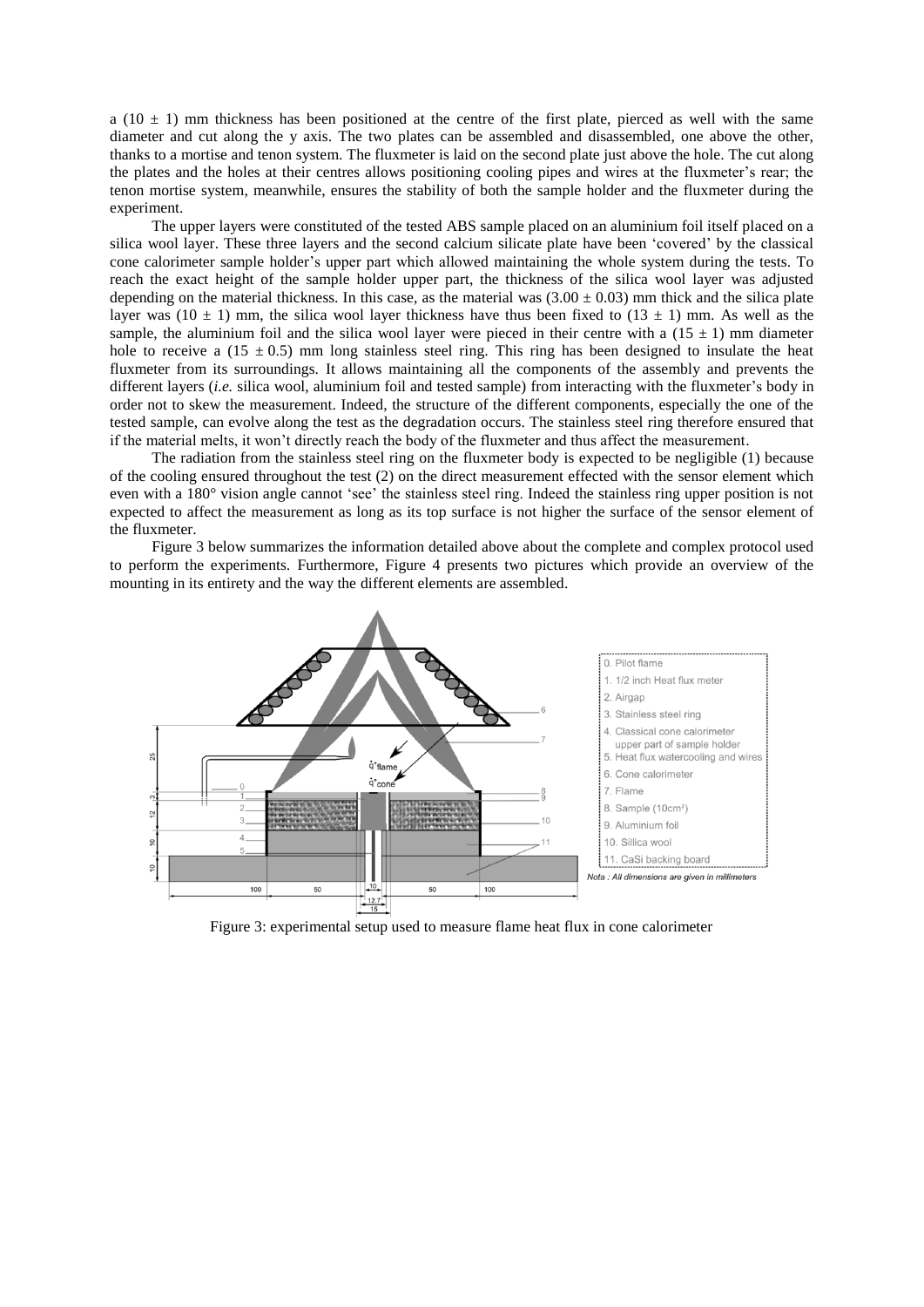a (10 ± 1) mm thickness has been positioned at the centre of the first plate, pierced as well with the same diameter and cut along the y axis. The two plates can be assembled and disassembled, one above the other, thanks to a mortise and tenon system. The fluxmeter is laid on the second plate just above the hole. The cut along the plates and the holes at their centres allows positioning cooling pipes and wires at the fluxmeter's rear; the tenon mortise system, meanwhile, ensures the stability of both the sample holder and the fluxmeter during the experiment.

The upper layers were constituted of the tested ABS sample placed on an aluminium foil itself placed on a silica wool layer. These three layers and the second calcium silicate plate have been 'covered' by the classical cone calorimeter sample holder's upper part which allowed maintaining the whole system during the tests. To reach the exact height of the sample holder upper part, the thickness of the silica wool layer was adjusted depending on the material thickness. In this case, as the material was (3.00 ± 0.03) mm thick and the silica plate layer was (10 ± 1) mm, the silica wool layer thickness have thus been fixed to (13 ± 1) mm. As well as the sample, the aluminium foil and the silica wool layer were pieced in their centre with a (15 ± 1) mm diameter hole to receive a (15 ± 0.5) mm long stainless steel ring. This ring has been designed to insulate the heat fluxmeter from its surroundings. It allows maintaining all the components of the assembly and prevents the different layers (*i.e.* silica wool, aluminium foil and tested sample) from interacting with the fluxmeter's body in order not to skew the measurement. Indeed, the structure of the different components, especially the one of the tested sample, can evolve along the test as the degradation occurs. The stainless steel ring therefore ensured that if the material melts, it won't directly reach the body of the fluxmeter and thus affect the measurement.

The radiation from the stainless steel ring on the fluxmeter body is expected to be negligible (1) because of the cooling ensured throughout the test (2) on the direct measurement effected with the sensor element which even with a 180° vision angle cannot 'see' the stainless steel ring. Indeed the stainless ring upper position is not expected to affect the measurement as long as its top surface is not higher the surface of the sensor element of the fluxmeter.

Figure 3 below summarizes the information detailed above about the complete and complex protocol used to perform the experiments. Furthermore, Figure 4 presents two pictures which provide an overview of the mounting in its entirety and the way the different elements are assembled.

0. Pilot flame
1. 1/2 inch Heat flux meter
2. Airgap
3. Stainless steel ring
4. Classical cone calorimeter upper part of sample holder
5. Heat flux watercooling and wires
6. Cone calorimeter
7. Flame
8. Sample (10cm²)
9. Aluminium foil
10. Sillica wool
11. CaSi backing board

Nota : All dimensions are given in millimeters

$\dot{q}''_{flame}$

$\dot{q}''_{cone}$

25, 3, 12, 10, 10, 100, 50, 10, 50, 100, 12.7, 15

Figure 3: experimental setup used to measure flame heat flux in cone calorimeter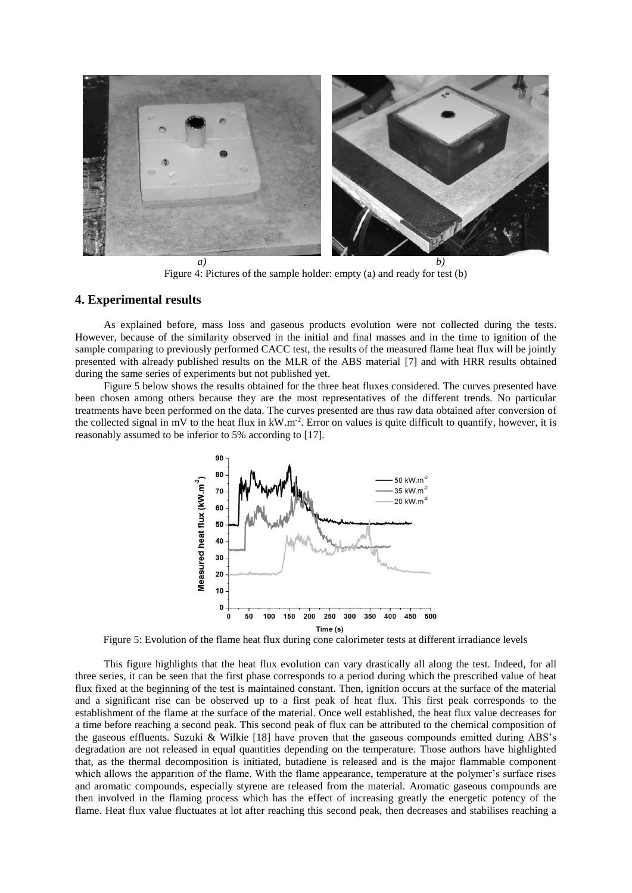*a)* *b)*

Figure 4: Pictures of the sample holder: empty (a) and ready for test (b)

## 4. Experimental results

As explained before, mass loss and gaseous products evolution were not collected during the tests. However, because of the similarity observed in the initial and final masses and in the time to ignition of the sample comparing to previously performed CACC test, the results of the measured flame heat flux will be jointly presented with already published results on the MLR of the ABS material [7] and with HRR results obtained during the same series of experiments but not published yet.

Figure 5 below shows the results obtained for the three heat fluxes considered. The curves presented have been chosen among others because they are the most representatives of the different trends. No particular treatments have been performed on the data. The curves presented are thus raw data obtained after conversion of the collected signal in mV to the heat flux in $kW.m^{-2}$. Error on values is quite difficult to quantify, however, it is reasonably assumed to be inferior to 5% according to [17].

Measured heat flux ($kW.m^{-2}$)

90
80
70
60
50
40
30
20
10
0

0 50 100 150 200 250 300 350 400 450 500

Time (s)

50 $kW.m^{-2}$
35 $kW.m^{-2}$
20 $kW.m^{-2}$

Figure 5: Evolution of the flame heat flux during cone calorimeter tests at different irradiance levels

This figure highlights that the heat flux evolution can vary drastically all along the test. Indeed, for all three series, it can be seen that the first phase corresponds to a period during which the prescribed value of heat flux fixed at the beginning of the test is maintained constant. Then, ignition occurs at the surface of the material and a significant rise can be observed up to a first peak of heat flux. This first peak corresponds to the establishment of the flame at the surface of the material. Once well established, the heat flux value decreases for a time before reaching a second peak. This second peak of flux can be attributed to the chemical composition of the gaseous effluents. Suzuki & Wilkie [18] have proven that the gaseous compounds emitted during ABS's degradation are not released in equal quantities depending on the temperature. Those authors have highlighted that, as the thermal decomposition is initiated, butadiene is released and is the major flammable component which allows the apparition of the flame. With the flame appearance, temperature at the polymer's surface rises and aromatic compounds, especially styrene are released from the material. Aromatic gaseous compounds are then involved in the flaming process which has the effect of increasing greatly the energetic potency of the flame. Heat flux value fluctuates at lot after reaching this second peak, then decreases and stabilises reaching a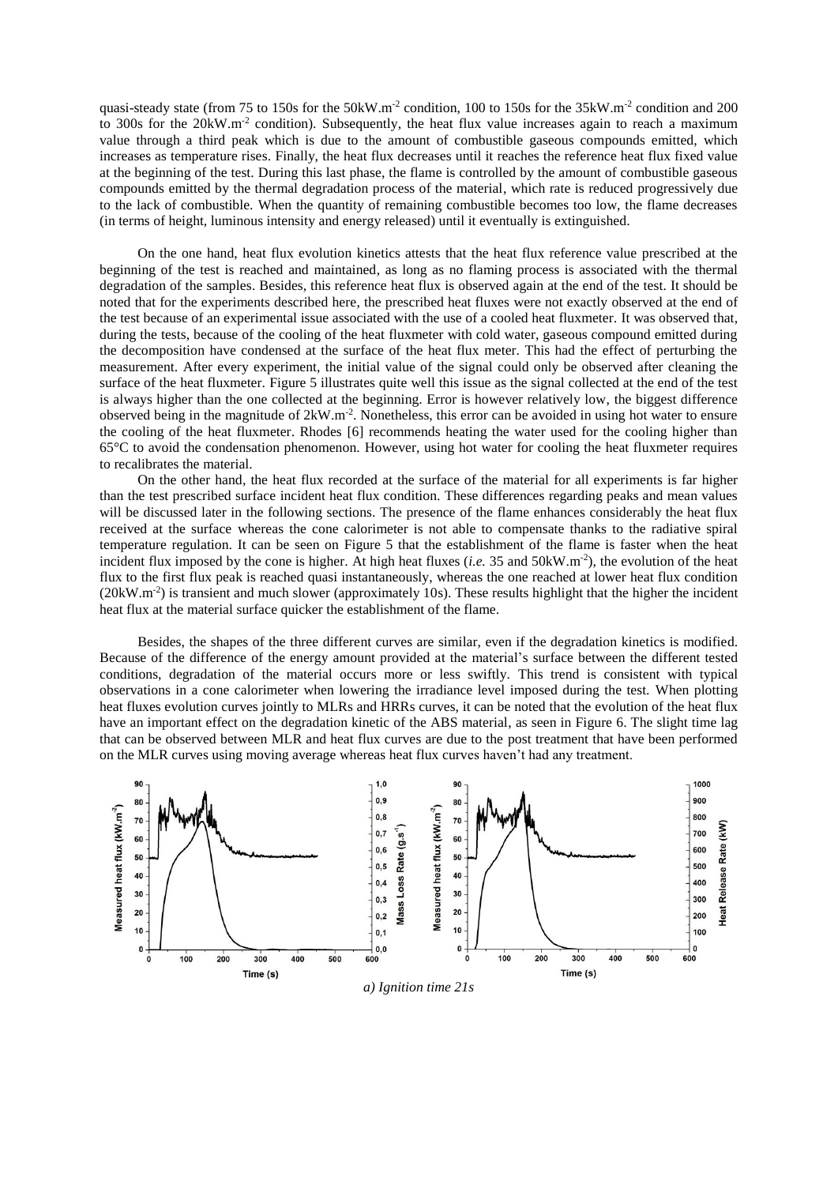quasi-steady state (from 75 to 150s for the 50kW.m$^{-2}$ condition, 100 to 150s for the 35kW.m$^{-2}$ condition and 200 to 300s for the 20kW.m$^{-2}$ condition). Subsequently, the heat flux value increases again to reach a maximum value through a third peak which is due to the amount of combustible gaseous compounds emitted, which increases as temperature rises. Finally, the heat flux decreases until it reaches the reference heat flux fixed value at the beginning of the test. During this last phase, the flame is controlled by the amount of combustible gaseous compounds emitted by the thermal degradation process of the material, which rate is reduced progressively due to the lack of combustible. When the quantity of remaining combustible becomes too low, the flame decreases (in terms of height, luminous intensity and energy released) until it eventually is extinguished.

On the one hand, heat flux evolution kinetics attests that the heat flux reference value prescribed at the beginning of the test is reached and maintained, as long as no flaming process is associated with the thermal degradation of the samples. Besides, this reference heat flux is observed again at the end of the test. It should be noted that for the experiments described here, the prescribed heat fluxes were not exactly observed at the end of the test because of an experimental issue associated with the use of a cooled heat fluxmeter. It was observed that, during the tests, because of the cooling of the heat fluxmeter with cold water, gaseous compound emitted during the decomposition have condensed at the surface of the heat flux meter. This had the effect of perturbing the measurement. After every experiment, the initial value of the signal could only be observed after cleaning the surface of the heat fluxmeter. Figure 5 illustrates quite well this issue as the signal collected at the end of the test is always higher than the one collected at the beginning. Error is however relatively low, the biggest difference observed being in the magnitude of 2kW.m$^{-2}$. Nonetheless, this error can be avoided in using hot water to ensure the cooling of the heat fluxmeter. Rhodes [6] recommends heating the water used for the cooling higher than 65°C to avoid the condensation phenomenon. However, using hot water for cooling the heat fluxmeter requires to recalibrates the material.

On the other hand, the heat flux recorded at the surface of the material for all experiments is far higher than the test prescribed surface incident heat flux condition. These differences regarding peaks and mean values will be discussed later in the following sections. The presence of the flame enhances considerably the heat flux received at the surface whereas the cone calorimeter is not able to compensate thanks to the radiative spiral temperature regulation. It can be seen on Figure 5 that the establishment of the flame is faster when the heat incident flux imposed by the cone is higher. At high heat fluxes (*i.e.* 35 and 50kW.m$^{-2}$), the evolution of the heat flux to the first flux peak is reached quasi instantaneously, whereas the one reached at lower heat flux condition (20kW.m$^{-2}$) is transient and much slower (approximately 10s). These results highlight that the higher the incident heat flux at the material surface quicker the establishment of the flame.

Besides, the shapes of the three different curves are similar, even if the degradation kinetics is modified. Because of the difference of the energy amount provided at the material's surface between the different tested conditions, degradation of the material occurs more or less swiftly. This trend is consistent with typical observations in a cone calorimeter when lowering the irradiance level imposed during the test. When plotting heat fluxes evolution curves jointly to MLRs and HRRs curves, it can be noted that the evolution of the heat flux have an important effect on the degradation kinetic of the ABS material, as seen in Figure 6. The slight time lag that can be observed between MLR and heat flux curves are due to the post treatment that have been performed on the MLR curves using moving average whereas heat flux curves haven't had any treatment.

Measured heat flux (kW.m$^{-2}$)
Mass Loss Rate (g.s$^{-1}$)
Time (s)
0 100 200 300 400 500 600
0 10 20 30 40 50 60 70 80 90
0,0 0,1 0,2 0,3 0,4 0,5 0,6 0,7 0,8 0,9 1,0

Measured heat flux (kW.m$^{-2}$)
Heat Release Rate (kW)
Time (s)
0 100 200 300 400 500 600
0 10 20 30 40 50 60 70 80 90
0 100 200 300 400 500 600 700 800 900 1000

*a) Ignition time 21s*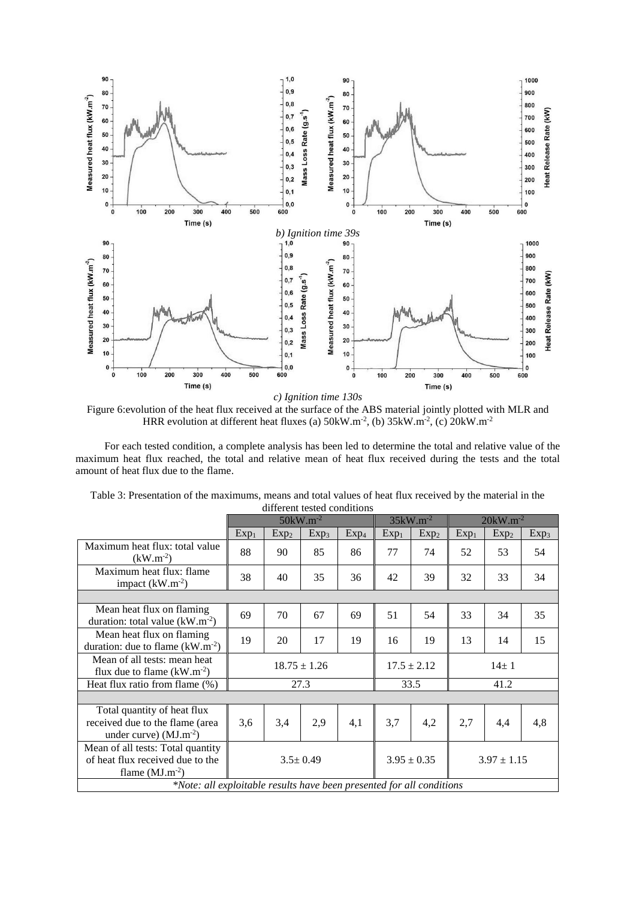Measured heat flux (kW.m$^{-2}$)

Mass Loss Rate (g.s$^{-1}$)

Time (s)

Measured heat flux (kW.m$^{-2}$)

Heat Release Rate (kW)

Time (s)

*b) Ignition time 39s*

Measured heat flux (kW.m$^{-2}$)

Mass Loss Rate (g.s$^{-1}$)

Time (s)

Measured heat flux (kW.m$^{-2}$)

Heat Release Rate (kW)

Time (s)

*c) Ignition time 130s*

Figure 6:evolution of the heat flux received at the surface of the ABS material jointly plotted with MLR and HRR evolution at different heat fluxes (a) 50kW.m$^{-2}$, (b) 35kW.m$^{-2}$, (c) 20kW.m$^{-2}$

For each tested condition, a complete analysis has been led to determine the total and relative value of the maximum heat flux reached, the total and relative mean of heat flux received during the tests and the total amount of heat flux due to the flame.

Table 3: Presentation of the maximums, means and total values of heat flux received by the material in the different tested conditions

| | 50kW.m$^{-2}$ | | | | 35kW.m$^{-2}$ | | 20kW.m$^{-2}$ | | |
|---|---|---|---|---|---|---|---|---|---|
| | $Exp_1$ | $Exp_2$ | $Exp_3$ | $Exp_4$ | $Exp_1$ | $Exp_2$ | $Exp_1$ | $Exp_2$ | $Exp_3$ |
| Maximum heat flux: total value (kW.m$^{-2}$) | 88 | 90 | 85 | 86 | 77 | 74 | 52 | 53 | 54 |
| Maximum heat flux: flame impact (kW.m$^{-2}$) | 38 | 40 | 35 | 36 | 42 | 39 | 32 | 33 | 34 |
| | | | | | | | | | |
| Mean heat flux on flaming duration: total value (kW.m$^{-2}$) | 69 | 70 | 67 | 69 | 51 | 54 | 33 | 34 | 35 |
| Mean heat flux on flaming duration: due to flame (kW.m$^{-2}$) | 19 | 20 | 17 | 19 | 16 | 19 | 13 | 14 | 15 |
| Mean of all tests: mean heat flux due to flame (kW.m$^{-2}$) | 18.75 ± 1.26 | | | | 17.5 ± 2.12 | | 14± 1 | | |
| Heat flux ratio from flame (%) | 27.3 | | | | 33.5 | | 41.2 | | |
| | | | | | | | | | |
| Total quantity of heat flux received due to the flame (area under curve) (MJ.m$^{-2}$) | 3,6 | 3,4 | 2,9 | 4,1 | 3,7 | 4,2 | 2,7 | 4,4 | 4,8 |
| Mean of all tests: Total quantity of heat flux received due to the flame (MJ.m$^{-2}$) | 3.5± 0.49 | | | | 3.95 ± 0.35 | | 3.97 ± 1.15 | | |
| *\*Note: all exploitable results have been presented for all conditions* | | | | | | | | | |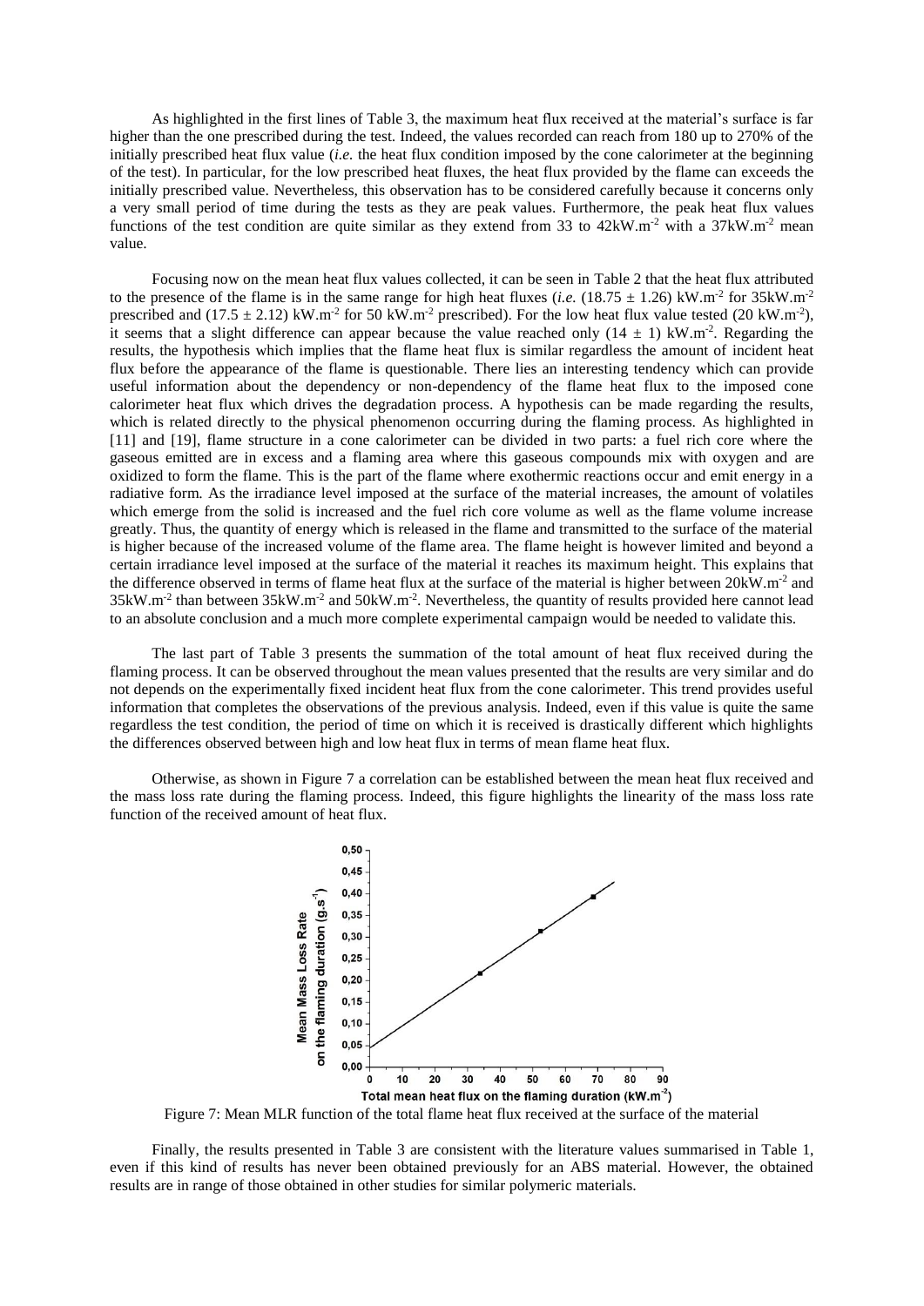As highlighted in the first lines of Table 3, the maximum heat flux received at the material's surface is far higher than the one prescribed during the test. Indeed, the values recorded can reach from 180 up to 270% of the initially prescribed heat flux value (*i.e.* the heat flux condition imposed by the cone calorimeter at the beginning of the test). In particular, for the low prescribed heat fluxes, the heat flux provided by the flame can exceeds the initially prescribed value. Nevertheless, this observation has to be considered carefully because it concerns only a very small period of time during the tests as they are peak values. Furthermore, the peak heat flux values functions of the test condition are quite similar as they extend from 33 to 42kW.m$^{-2}$ with a 37kW.m$^{-2}$ mean value.

Focusing now on the mean heat flux values collected, it can be seen in Table 2 that the heat flux attributed to the presence of the flame is in the same range for high heat fluxes (*i.e.* (18.75 ± 1.26) kW.m$^{-2}$ for 35kW.m$^{-2}$ prescribed and (17.5 ± 2.12) kW.m$^{-2}$ for 50 kW.m$^{-2}$ prescribed). For the low heat flux value tested (20 kW.m$^{-2}$), it seems that a slight difference can appear because the value reached only (14 ± 1) kW.m$^{-2}$. Regarding the results, the hypothesis which implies that the flame heat flux is similar regardless the amount of incident heat flux before the appearance of the flame is questionable. There lies an interesting tendency which can provide useful information about the dependency or non-dependency of the flame heat flux to the imposed cone calorimeter heat flux which drives the degradation process. A hypothesis can be made regarding the results, which is related directly to the physical phenomenon occurring during the flaming process. As highlighted in [11] and [19], flame structure in a cone calorimeter can be divided in two parts: a fuel rich core where the gaseous emitted are in excess and a flaming area where this gaseous compounds mix with oxygen and are oxidized to form the flame. This is the part of the flame where exothermic reactions occur and emit energy in a radiative form. As the irradiance level imposed at the surface of the material increases, the amount of volatiles which emerge from the solid is increased and the fuel rich core volume as well as the flame volume increase greatly. Thus, the quantity of energy which is released in the flame and transmitted to the surface of the material is higher because of the increased volume of the flame area. The flame height is however limited and beyond a certain irradiance level imposed at the surface of the material it reaches its maximum height. This explains that the difference observed in terms of flame heat flux at the surface of the material is higher between 20kW.m$^{-2}$ and 35kW.m$^{-2}$ than between 35kW.m$^{-2}$ and 50kW.m$^{-2}$. Nevertheless, the quantity of results provided here cannot lead to an absolute conclusion and a much more complete experimental campaign would be needed to validate this.

The last part of Table 3 presents the summation of the total amount of heat flux received during the flaming process. It can be observed throughout the mean values presented that the results are very similar and do not depends on the experimentally fixed incident heat flux from the cone calorimeter. This trend provides useful information that completes the observations of the previous analysis. Indeed, even if this value is quite the same regardless the test condition, the period of time on which it is received is drastically different which highlights the differences observed between high and low heat flux in terms of mean flame heat flux.

Otherwise, as shown in Figure 7 a correlation can be established between the mean heat flux received and the mass loss rate during the flaming process. Indeed, this figure highlights the linearity of the mass loss rate function of the received amount of heat flux.

Mean Mass Loss Rate on the flaming duration (g.s$^{-1}$)

0,00 0,05 0,10 0,15 0,20 0,25 0,30 0,35 0,40 0,45 0,50

0 10 20 30 40 50 60 70 80 90

Total mean heat flux on the flaming duration (kW.m$^{-2}$)

Figure 7: Mean MLR function of the total flame heat flux received at the surface of the material

Finally, the results presented in Table 3 are consistent with the literature values summarised in Table 1, even if this kind of results has never been obtained previously for an ABS material. However, the obtained results are in range of those obtained in other studies for similar polymeric materials.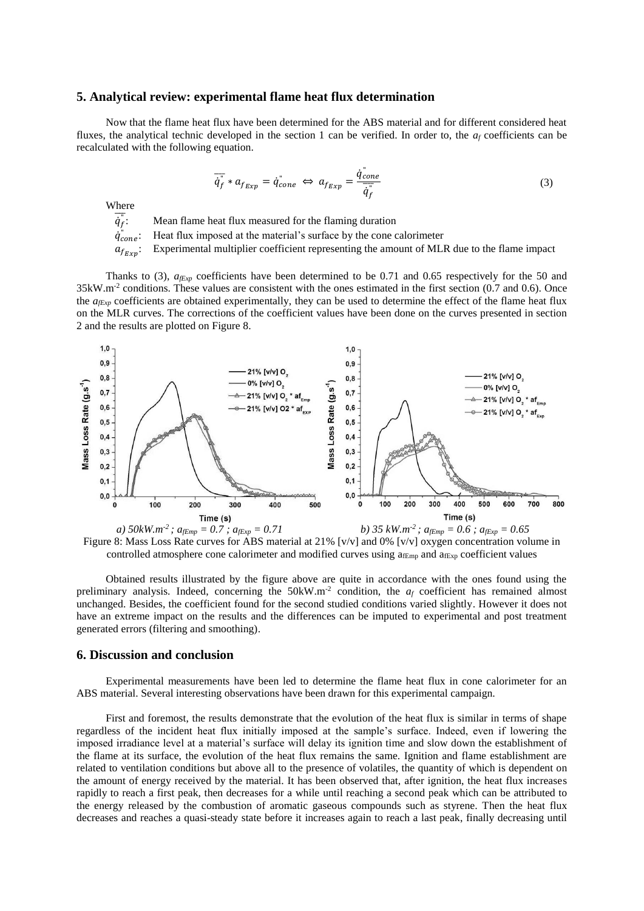## 5. Analytical review: experimental flame heat flux determination

Now that the flame heat flux have been determined for the ABS material and for different considered heat fluxes, the analytical technic developed in the section 1 can be verified. In order to, the $a_f$ coefficients can be recalculated with the following equation.

$$\overline{\dot{q}_f^{"}} * a_{f_{Exp}} = \dot{q}_{cone}^{"} \Leftrightarrow a_{f_{Exp}} = \frac{\dot{q}_{cone}^{"}}{\overline{\dot{q}_f^{"}}} \tag{3}$$

Where

$\overline{\dot{q}_f^{"}}$: Mean flame heat flux measured for the flaming duration

$\dot{q}_{cone}^{"}$: Heat flux imposed at the material's surface by the cone calorimeter

$a_{f_{Exp}}$: Experimental multiplier coefficient representing the amount of MLR due to the flame impact

Thanks to (3), $a_{fExp}$ coefficients have been determined to be 0.71 and 0.65 respectively for the 50 and 35kW.m$^{-2}$ conditions. These values are consistent with the ones estimated in the first section (0.7 and 0.6). Once the $a_{fExp}$ coefficients are obtained experimentally, they can be used to determine the effect of the flame heat flux on the MLR curves. The corrections of the coefficient values have been done on the curves presented in section 2 and the results are plotted on Figure 8.

*a) 50kW.m$^{-2}$ ; $a_{fEmp}$ = 0.7 ; $a_{fExp}$ = 0.71* *b) 35 kW.m$^{-2}$ ; $a_{fEmp}$ = 0.6 ; $a_{fExp}$ = 0.65*

Figure 8: Mass Loss Rate curves for ABS material at 21% [v/v] and 0% [v/v] oxygen concentration volume in controlled atmosphere cone calorimeter and modified curves using $a_{fEmp}$ and $a_{fExp}$ coefficient values

Obtained results illustrated by the figure above are quite in accordance with the ones found using the preliminary analysis. Indeed, concerning the 50kW.m$^{-2}$ condition, the $a_f$ coefficient has remained almost unchanged. Besides, the coefficient found for the second studied conditions varied slightly. However it does not have an extreme impact on the results and the differences can be imputed to experimental and post treatment generated errors (filtering and smoothing).

## 6. Discussion and conclusion

Experimental measurements have been led to determine the flame heat flux in cone calorimeter for an ABS material. Several interesting observations have been drawn for this experimental campaign.

First and foremost, the results demonstrate that the evolution of the heat flux is similar in terms of shape regardless of the incident heat flux initially imposed at the sample's surface. Indeed, even if lowering the imposed irradiance level at a material's surface will delay its ignition time and slow down the establishment of the flame at its surface, the evolution of the heat flux remains the same. Ignition and flame establishment are related to ventilation conditions but above all to the presence of volatiles, the quantity of which is dependent on the amount of energy received by the material. It has been observed that, after ignition, the heat flux increases rapidly to reach a first peak, then decreases for a while until reaching a second peak which can be attributed to the energy released by the combustion of aromatic gaseous compounds such as styrene. Then the heat flux decreases and reaches a quasi-steady state before it increases again to reach a last peak, finally decreasing until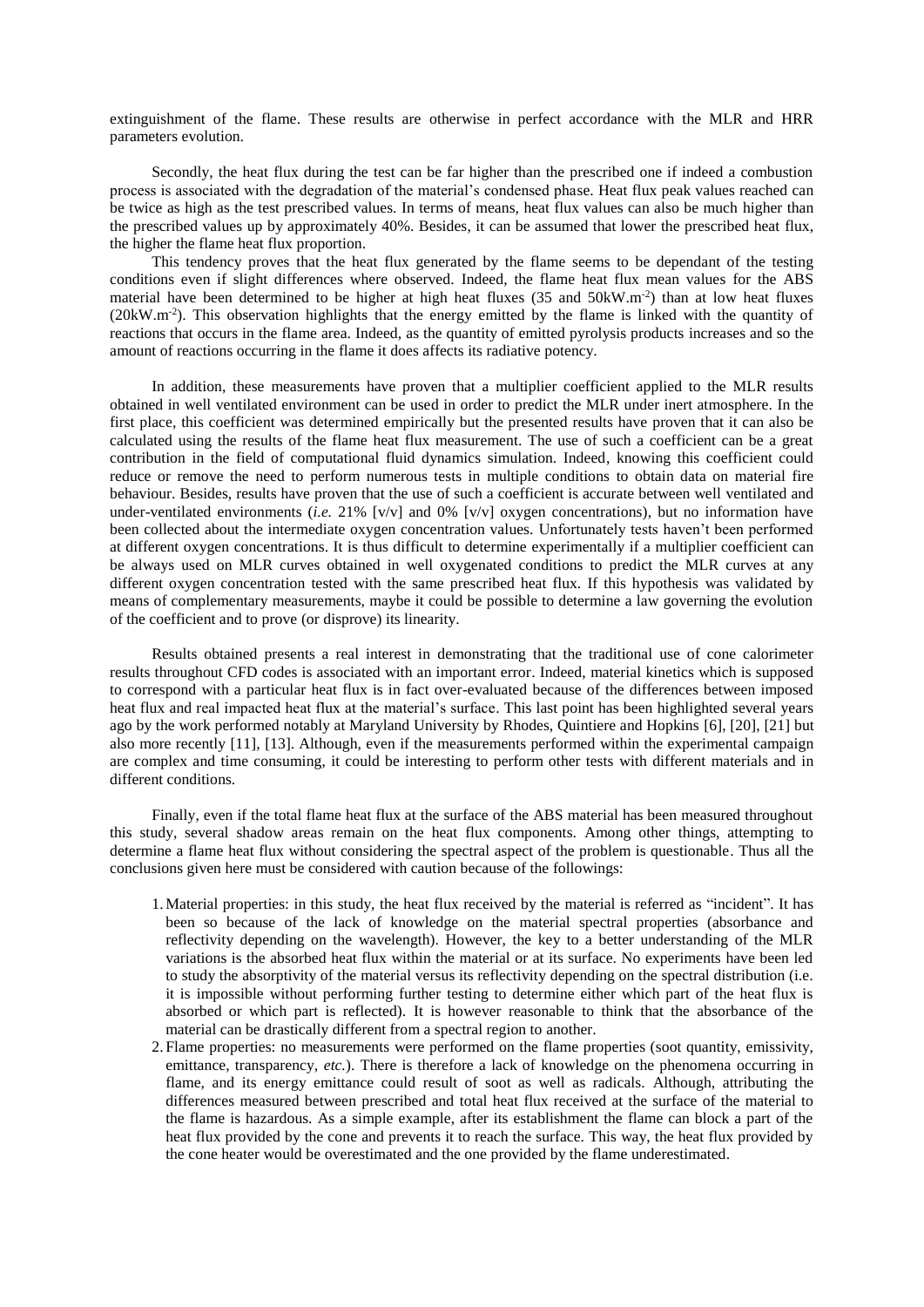extinguishment of the flame. These results are otherwise in perfect accordance with the MLR and HRR parameters evolution.

Secondly, the heat flux during the test can be far higher than the prescribed one if indeed a combustion process is associated with the degradation of the material's condensed phase. Heat flux peak values reached can be twice as high as the test prescribed values. In terms of means, heat flux values can also be much higher than the prescribed values up by approximately 40%. Besides, it can be assumed that lower the prescribed heat flux, the higher the flame heat flux proportion.

This tendency proves that the heat flux generated by the flame seems to be dependant of the testing conditions even if slight differences where observed. Indeed, the flame heat flux mean values for the ABS material have been determined to be higher at high heat fluxes (35 and 50kW.m$^{-2}$) than at low heat fluxes (20kW.m$^{-2}$). This observation highlights that the energy emitted by the flame is linked with the quantity of reactions that occurs in the flame area. Indeed, as the quantity of emitted pyrolysis products increases and so the amount of reactions occurring in the flame it does affects its radiative potency.

In addition, these measurements have proven that a multiplier coefficient applied to the MLR results obtained in well ventilated environment can be used in order to predict the MLR under inert atmosphere. In the first place, this coefficient was determined empirically but the presented results have proven that it can also be calculated using the results of the flame heat flux measurement. The use of such a coefficient can be a great contribution in the field of computational fluid dynamics simulation. Indeed, knowing this coefficient could reduce or remove the need to perform numerous tests in multiple conditions to obtain data on material fire behaviour. Besides, results have proven that the use of such a coefficient is accurate between well ventilated and under-ventilated environments (*i.e.* 21% [v/v] and 0% [v/v] oxygen concentrations), but no information have been collected about the intermediate oxygen concentration values. Unfortunately tests haven't been performed at different oxygen concentrations. It is thus difficult to determine experimentally if a multiplier coefficient can be always used on MLR curves obtained in well oxygenated conditions to predict the MLR curves at any different oxygen concentration tested with the same prescribed heat flux. If this hypothesis was validated by means of complementary measurements, maybe it could be possible to determine a law governing the evolution of the coefficient and to prove (or disprove) its linearity.

Results obtained presents a real interest in demonstrating that the traditional use of cone calorimeter results throughout CFD codes is associated with an important error. Indeed, material kinetics which is supposed to correspond with a particular heat flux is in fact over-evaluated because of the differences between imposed heat flux and real impacted heat flux at the material's surface. This last point has been highlighted several years ago by the work performed notably at Maryland University by Rhodes, Quintiere and Hopkins [6], [20], [21] but also more recently [11], [13]. Although, even if the measurements performed within the experimental campaign are complex and time consuming, it could be interesting to perform other tests with different materials and in different conditions.

Finally, even if the total flame heat flux at the surface of the ABS material has been measured throughout this study, several shadow areas remain on the heat flux components. Among other things, attempting to determine a flame heat flux without considering the spectral aspect of the problem is questionable. Thus all the conclusions given here must be considered with caution because of the followings:

1. Material properties: in this study, the heat flux received by the material is referred as "incident". It has been so because of the lack of knowledge on the material spectral properties (absorbance and reflectivity depending on the wavelength). However, the key to a better understanding of the MLR variations is the absorbed heat flux within the material or at its surface. No experiments have been led to study the absorptivity of the material versus its reflectivity depending on the spectral distribution (i.e. it is impossible without performing further testing to determine either which part of the heat flux is absorbed or which part is reflected). It is however reasonable to think that the absorbance of the material can be drastically different from a spectral region to another.
2. Flame properties: no measurements were performed on the flame properties (soot quantity, emissivity, emittance, transparency, *etc.*). There is therefore a lack of knowledge on the phenomena occurring in flame, and its energy emittance could result of soot as well as radicals. Although, attributing the differences measured between prescribed and total heat flux received at the surface of the material to the flame is hazardous. As a simple example, after its establishment the flame can block a part of the heat flux provided by the cone and prevents it to reach the surface. This way, the heat flux provided by the cone heater would be overestimated and the one provided by the flame underestimated.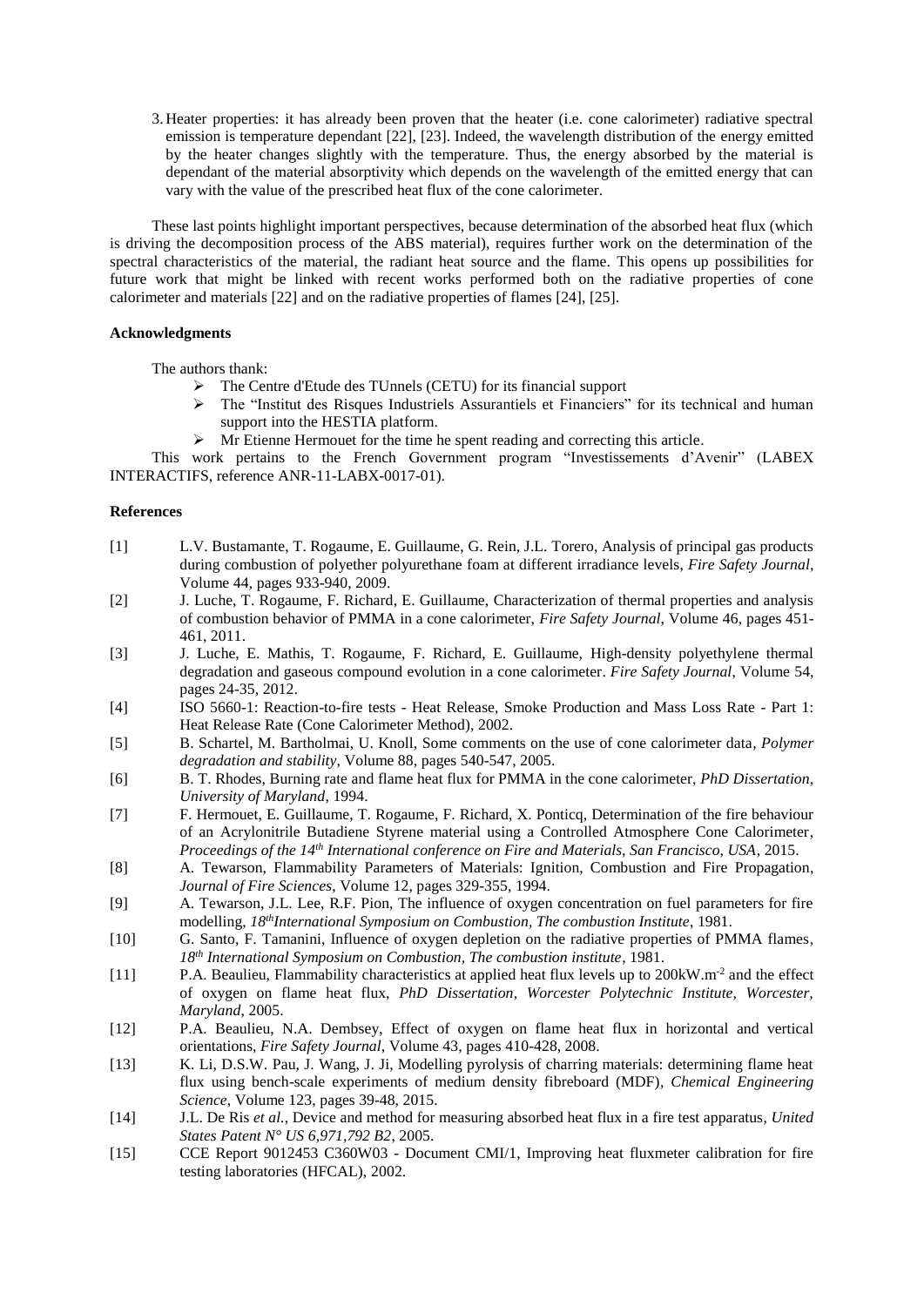3. Heater properties: it has already been proven that the heater (i.e. cone calorimeter) radiative spectral emission is temperature dependant [22], [23]. Indeed, the wavelength distribution of the energy emitted by the heater changes slightly with the temperature. Thus, the energy absorbed by the material is dependant of the material absorptivity which depends on the wavelength of the emitted energy that can vary with the value of the prescribed heat flux of the cone calorimeter.

These last points highlight important perspectives, because determination of the absorbed heat flux (which is driving the decomposition process of the ABS material), requires further work on the determination of the spectral characteristics of the material, the radiant heat source and the flame. This opens up possibilities for future work that might be linked with recent works performed both on the radiative properties of cone calorimeter and materials [22] and on the radiative properties of flames [24], [25].

**Acknowledgments**

The authors thank:

- The Centre d'Etude des TUnnels (CETU) for its financial support
- The "Institut des Risques Industriels Assurantiels et Financiers" for its technical and human support into the HESTIA platform.
- Mr Etienne Hermouet for the time he spent reading and correcting this article.

This work pertains to the French Government program "Investissements d'Avenir" (LABEX INTERACTIFS, reference ANR-11-LABX-0017-01).

**References**

[1] L.V. Bustamante, T. Rogaume, E. Guillaume, G. Rein, J.L. Torero, Analysis of principal gas products during combustion of polyether polyurethane foam at different irradiance levels, *Fire Safety Journal*, Volume 44, pages 933-940, 2009.

[2] J. Luche, T. Rogaume, F. Richard, E. Guillaume, Characterization of thermal properties and analysis of combustion behavior of PMMA in a cone calorimeter, *Fire Safety Journal*, Volume 46, pages 451-461, 2011.

[3] J. Luche, E. Mathis, T. Rogaume, F. Richard, E. Guillaume, High-density polyethylene thermal degradation and gaseous compound evolution in a cone calorimeter. *Fire Safety Journal*, Volume 54, pages 24-35, 2012.

[4] ISO 5660-1: Reaction-to-fire tests - Heat Release, Smoke Production and Mass Loss Rate - Part 1: Heat Release Rate (Cone Calorimeter Method), 2002.

[5] B. Schartel, M. Bartholmai, U. Knoll, Some comments on the use of cone calorimeter data, *Polymer degradation and stability*, Volume 88, pages 540-547, 2005.

[6] B. T. Rhodes, Burning rate and flame heat flux for PMMA in the cone calorimeter, *PhD Dissertation, University of Maryland*, 1994.

[7] F. Hermouet, E. Guillaume, T. Rogaume, F. Richard, X. Ponticq, Determination of the fire behaviour of an Acrylonitrile Butadiene Styrene material using a Controlled Atmosphere Cone Calorimeter, *Proceedings of the 14th International conference on Fire and Materials, San Francisco, USA*, 2015.

[8] A. Tewarson, Flammability Parameters of Materials: Ignition, Combustion and Fire Propagation, *Journal of Fire Sciences*, Volume 12, pages 329-355, 1994.

[9] A. Tewarson, J.L. Lee, R.F. Pion, The influence of oxygen concentration on fuel parameters for fire modelling, *18thInternational Symposium on Combustion, The combustion Institute*, 1981.

[10] G. Santo, F. Tamanini, Influence of oxygen depletion on the radiative properties of PMMA flames, *18th International Symposium on Combustion, The combustion institute*, 1981.

[11] P.A. Beaulieu, Flammability characteristics at applied heat flux levels up to 200kW.m$^{-2}$ and the effect of oxygen on flame heat flux, *PhD Dissertation, Worcester Polytechnic Institute, Worcester, Maryland*, 2005.

[12] P.A. Beaulieu, N.A. Dembsey, Effect of oxygen on flame heat flux in horizontal and vertical orientations, *Fire Safety Journal*, Volume 43, pages 410-428, 2008.

[13] K. Li, D.S.W. Pau, J. Wang, J. Ji, Modelling pyrolysis of charring materials: determining flame heat flux using bench-scale experiments of medium density fibreboard (MDF), *Chemical Engineering Science*, Volume 123, pages 39-48, 2015.

[14] J.L. De Ris *et al.*, Device and method for measuring absorbed heat flux in a fire test apparatus, *United States Patent N° US 6,971,792 B2*, 2005.

[15] CCE Report 9012453 C360W03 - Document CMI/1, Improving heat fluxmeter calibration for fire testing laboratories (HFCAL), 2002.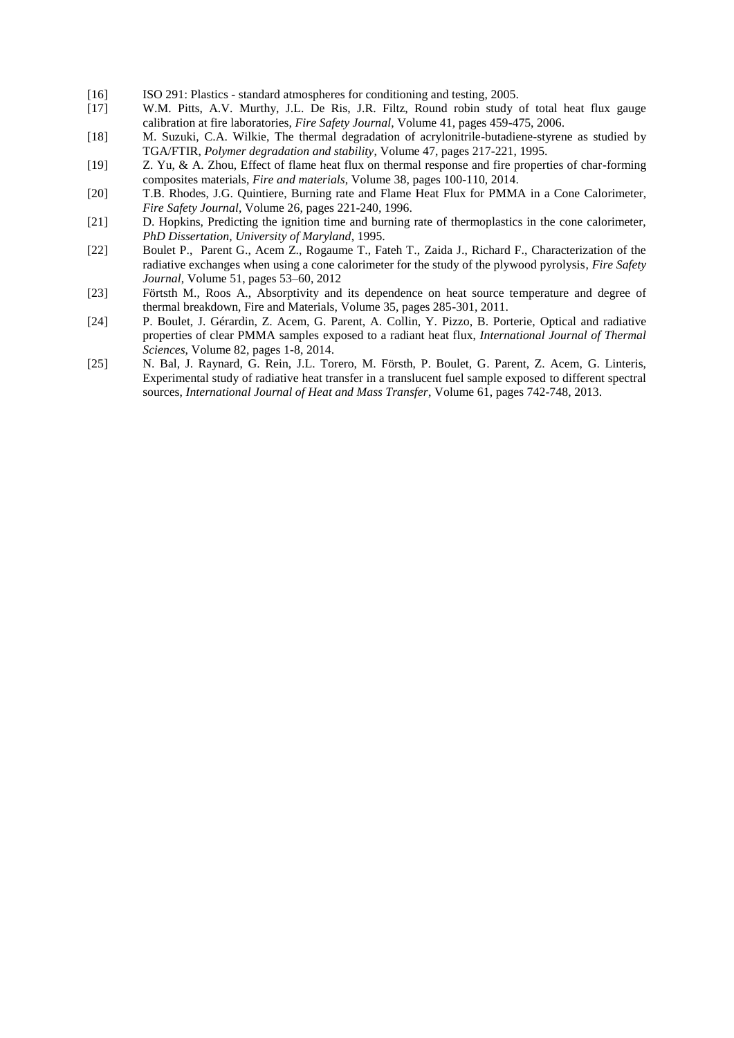[16] ISO 291: Plastics - standard atmospheres for conditioning and testing, 2005.

[17] W.M. Pitts, A.V. Murthy, J.L. De Ris, J.R. Filtz, Round robin study of total heat flux gauge calibration at fire laboratories, *Fire Safety Journal*, Volume 41, pages 459-475, 2006.

[18] M. Suzuki, C.A. Wilkie, The thermal degradation of acrylonitrile-butadiene-styrene as studied by TGA/FTIR, *Polymer degradation and stability*, Volume 47, pages 217-221, 1995.

[19] Z. Yu, & A. Zhou, Effect of flame heat flux on thermal response and fire properties of char-forming composites materials, *Fire and materials*, Volume 38, pages 100-110, 2014.

[20] T.B. Rhodes, J.G. Quintiere, Burning rate and Flame Heat Flux for PMMA in a Cone Calorimeter, *Fire Safety Journal*, Volume 26, pages 221-240, 1996.

[21] D. Hopkins, Predicting the ignition time and burning rate of thermoplastics in the cone calorimeter, *PhD Dissertation, University of Maryland*, 1995.

[22] Boulet P., Parent G., Acem Z., Rogaume T., Fateh T., Zaida J., Richard F., Characterization of the radiative exchanges when using a cone calorimeter for the study of the plywood pyrolysis, *Fire Safety Journal*, Volume 51, pages 53–60, 2012

[23] Förtsth M., Roos A., Absorptivity and its dependence on heat source temperature and degree of thermal breakdown, Fire and Materials, Volume 35, pages 285-301, 2011.

[24] P. Boulet, J. Gérardin, Z. Acem, G. Parent, A. Collin, Y. Pizzo, B. Porterie, Optical and radiative properties of clear PMMA samples exposed to a radiant heat flux, *International Journal of Thermal Sciences*, Volume 82, pages 1-8, 2014.

[25] N. Bal, J. Raynard, G. Rein, J.L. Torero, M. Försth, P. Boulet, G. Parent, Z. Acem, G. Linteris, Experimental study of radiative heat transfer in a translucent fuel sample exposed to different spectral sources, *International Journal of Heat and Mass Transfer*, Volume 61, pages 742-748, 2013.